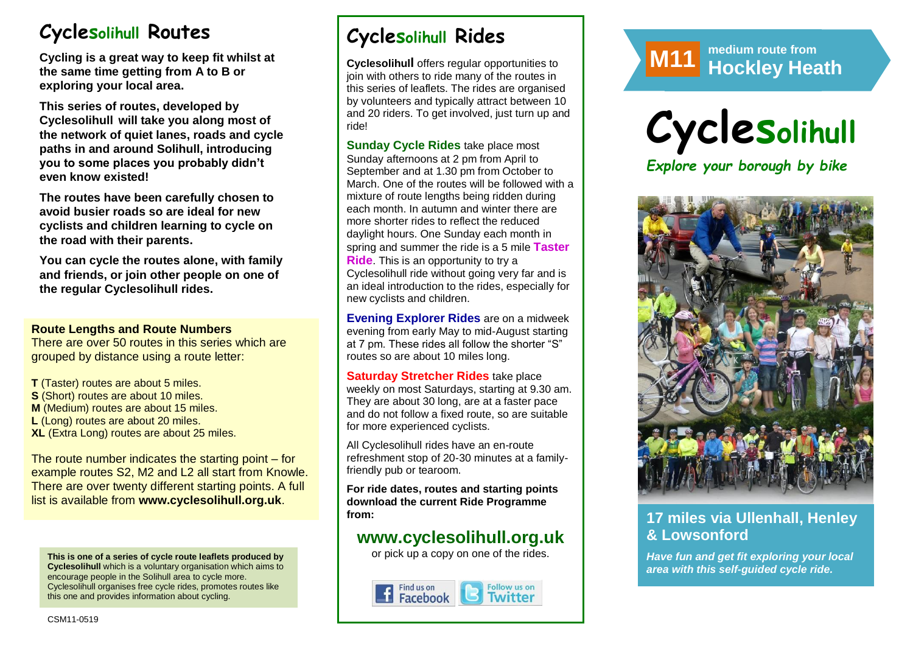# CycleSolihull Routes

**Cycling is a great way to keep fit whilst at the same time getting from A to B or exploring your local area.**

**This series of routes, developed by Cyclesolihull will take you along most of the network of quiet lanes, roads and cycle paths in and around Solihull, introducing you to some places you probably didn't even know existed!**

**The routes have been carefully chosen to avoid busier roads so are ideal for new cyclists and children learning to cycle on the road with their parents.**

**You can cycle the routes alone, with family and friends, or join other people on one of the regular Cyclesolihull rides.**

### Route Lengths and Route Numbers

There are over 50 routes in this series which are grouped by distance using a route letter:

**T** (Taster) routes are about 5 miles.
**S** (Short) routes are about 10 miles.
**M** (Medium) routes are about 15 miles.
**L** (Long) routes are about 20 miles.
**XL** (Extra Long) routes are about 25 miles.

The route number indicates the starting point – for example routes S2, M2 and L2 all start from Knowle. There are over twenty different starting points. A full list is available from **www.cyclesolihull.org.uk**.

**This is one of a series of cycle route leaflets produced by Cyclesolihull** which is a voluntary organisation which aims to encourage people in the Solihull area to cycle more. Cyclesolihull organises free cycle rides, promotes routes like this one and provides information about cycling.

CSM11-0519

# CycleSolihull Rides

**Cyclesolihull** offers regular opportunities to join with others to ride many of the routes in this series of leaflets. The rides are organised by volunteers and typically attract between 10 and 20 riders. To get involved, just turn up and ride!

**Sunday Cycle Rides** take place most Sunday afternoons at 2 pm from April to September and at 1.30 pm from October to March. One of the routes will be followed with a mixture of route lengths being ridden during each month. In autumn and winter there are more shorter rides to reflect the reduced daylight hours. One Sunday each month in spring and summer the ride is a 5 mile **Taster Ride**. This is an opportunity to try a Cyclesolihull ride without going very far and is an ideal introduction to the rides, especially for new cyclists and children.

**Evening Explorer Rides** are on a midweek evening from early May to mid-August starting at 7 pm. These rides all follow the shorter "S" routes so are about 10 miles long.

**Saturday Stretcher Rides** take place weekly on most Saturdays, starting at 9.30 am. They are about 30 long, are at a faster pace and do not follow a fixed route, so are suitable for more experienced cyclists.

All Cyclesolihull rides have an en-route refreshment stop of 20-30 minutes at a family-friendly pub or tearoom.

**For ride dates, routes and starting points download the current Ride Programme from:**

## www.cyclesolihull.org.uk

or pick up a copy on one of the rides.

Find us on Facebook | Follow us on Twitter

**M11** medium route from
# Hockley Heath

# CycleSolihull

*Explore your borough by bike*

## 17 miles via Ullenhall, Henley & Lowsonford

*Have fun and get fit exploring your local area with this self-guided cycle ride.*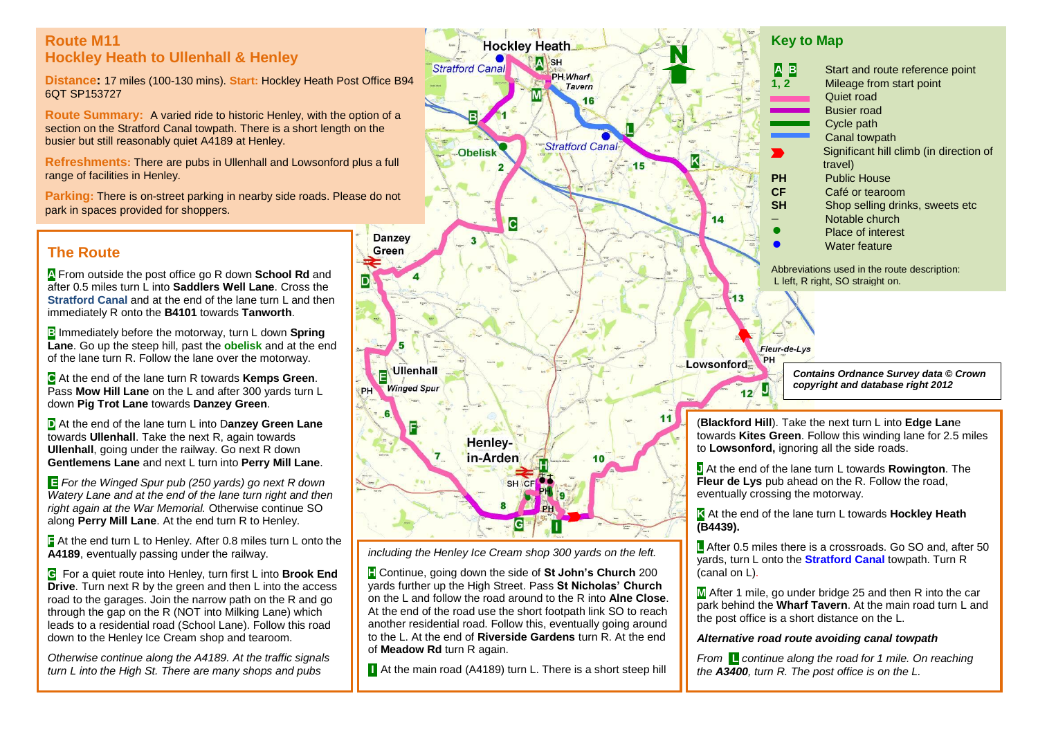## Route M11
## Hockley Heath to Ullenhall & Henley

**Distance:** 17 miles (100-130 mins). **Start:** Hockley Heath Post Office B94 6QT SP153727

**Route Summary:** A varied ride to historic Henley, with the option of a section on the Stratford Canal towpath. There is a short length on the busier but still reasonably quiet A4189 at Henley.

**Refreshments:** There are pubs in Ullenhall and Lowsonford plus a full range of facilities in Henley.

**Parking:** There is on-street parking in nearby side roads. Please do not park in spaces provided for shoppers.

## Key to Map

- A B / 1, 2 — Start and route reference point / Mileage from start point
- Quiet road
- Busier road
- Cycle path
- Canal towpath
- Significant hill climb (in direction of travel)
- PH — Public House
- CF — Café or tearoom
- SH — Shop selling drinks, sweets etc
- Notable church
- Place of interest
- Water feature

Abbreviations used in the route description: L left, R right, SO straight on.

Hockley Heath
Stratford Canal
PH Wharf Tavern
Obelisk
Danzey Green
Ullenhall
PH Winged Spur
Henley-in-Arden
Lowsonford
Fleur-de-Lys PH

*Contains Ordnance Survey data © Crown copyright and database right 2012*

## The Route

**A** From outside the post office go R down **School Rd** and after 0.5 miles turn L into **Saddlers Well Lane**. Cross the **Stratford Canal** and at the end of the lane turn L and then immediately R onto the **B4101** towards **Tanworth**.

**B** Immediately before the motorway, turn L down **Spring Lane**. Go up the steep hill, past the **obelisk** and at the end of the lane turn R. Follow the lane over the motorway.

**C** At the end of the lane turn R towards **Kemps Green**. Pass **Mow Hill Lane** on the L and after 300 yards turn L down **Pig Trot Lane** towards **Danzey Green**.

**D** At the end of the lane turn L into D**anzey Green Lane** towards **Ullenhall**. Take the next R, again towards **Ullenhall**, going under the railway. Go next R down **Gentlemens Lane** and next L turn into **Perry Mill Lane**.

**E** *For the Winged Spur pub (250 yards) go next R down Watery Lane and at the end of the lane turn right and then right again at the War Memorial.* Otherwise continue SO along **Perry Mill Lane**. At the end turn R to Henley.

**F** At the end turn L to Henley. After 0.8 miles turn L onto the **A4189**, eventually passing under the railway.

**G** For a quiet route into Henley, turn first L into **Brook End Drive**. Turn next R by the green and then L into the access road to the garages. Join the narrow path on the R and go through the gap on the R (NOT into Milking Lane) which leads to a residential road (School Lane). Follow this road down to the Henley Ice Cream shop and tearoom.

*Otherwise continue along the A4189. At the traffic signals turn L into the High St. There are many shops and pubs including the Henley Ice Cream shop 300 yards on the left.*

**H** Continue, going down the side of **St John's Church** 200 yards further up the High Street. Pass **St Nicholas' Church** on the L and follow the road around to the R into **Alne Close**. At the end of the road use the short footpath link SO to reach another residential road. Follow this, eventually going around to the L. At the end of **Riverside Gardens** turn R. At the end of **Meadow Rd** turn R again.

**I** At the main road (A4189) turn L. There is a short steep hill (**Blackford Hill**). Take the next turn L into **Edge Lan**e towards **Kites Green**. Follow this winding lane for 2.5 miles to **Lowsonford,** ignoring all the side roads.

**J** At the end of the lane turn L towards **Rowington**. The **Fleur de Lys** pub ahead on the R. Follow the road, eventually crossing the motorway.

**K** At the end of the lane turn L towards **Hockley Heath (B4439).**

**L** After 0.5 miles there is a crossroads. Go SO and, after 50 yards, turn L onto the **Stratford Canal** towpath. Turn R (canal on L).

**M** After 1 mile, go under bridge 25 and then R into the car park behind the **Wharf Tavern**. At the main road turn L and the post office is a short distance on the L.

***Alternative road route avoiding canal towpath***

*From* **L** *continue along the road for 1 mile. On reaching the **A3400**, turn R. The post office is on the L.*